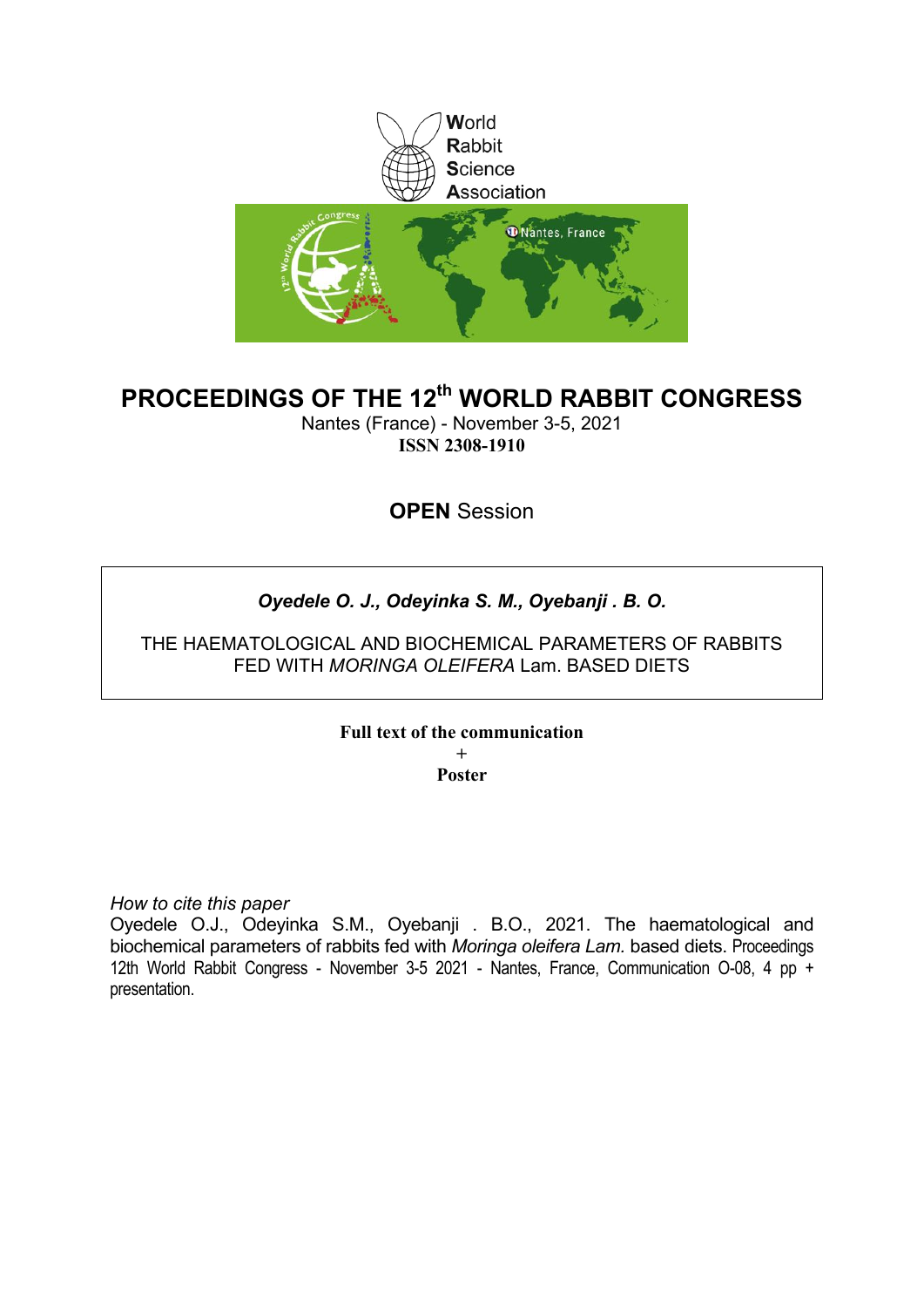World
Rabbit
Science
Association

# PROCEEDINGS OF THE 12th WORLD RABBIT CONGRESS

Nantes (France) - November 3-5, 2021

**ISSN 2308-1910**

## **OPEN** Session

***Oyedele O. J., Odeyinka S. M., Oyebanji . B. O.***

THE HAEMATOLOGICAL AND BIOCHEMICAL PARAMETERS OF RABBITS FED WITH *MORINGA OLEIFERA* Lam. BASED DIETS

**Full text of the communication**
**+**
**Poster**

*How to cite this paper*

Oyedele O.J., Odeyinka S.M., Oyebanji . B.O., 2021. The haematological and biochemical parameters of rabbits fed with *Moringa oleifera Lam.* based diets. Proceedings 12th World Rabbit Congress - November 3-5 2021 - Nantes, France, Communication O-08, 4 pp + presentation.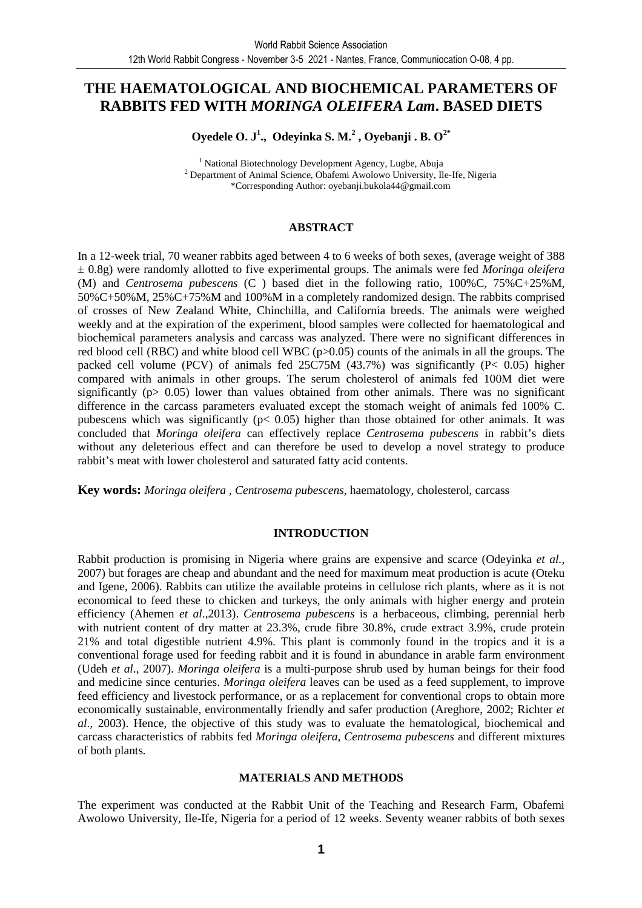# THE HAEMATOLOGICAL AND BIOCHEMICAL PARAMETERS OF RABBITS FED WITH *MORINGA OLEIFERA Lam*. BASED DIETS

**Oyedele O. J[1]., Odeyinka S. M.[2], Oyebanji . B. O[2*]**

[1] National Biotechnology Development Agency, Lugbe, Abuja
[2] Department of Animal Science, Obafemi Awolowo University, Ile-Ife, Nigeria
*Corresponding Author: oyebanji.bukola44@gmail.com

## ABSTRACT

In a 12-week trial, 70 weaner rabbits aged between 4 to 6 weeks of both sexes, (average weight of 388 ± 0.8g) were randomly allotted to five experimental groups. The animals were fed *Moringa oleifera* (M) and *Centrosema pubescens* (C ) based diet in the following ratio, 100%C, 75%C+25%M, 50%C+50%M, 25%C+75%M and 100%M in a completely randomized design. The rabbits comprised of crosses of New Zealand White, Chinchilla, and California breeds. The animals were weighed weekly and at the expiration of the experiment, blood samples were collected for haematological and biochemical parameters analysis and carcass was analyzed. There were no significant differences in red blood cell (RBC) and white blood cell WBC ($p>0.05$) counts of the animals in all the groups. The packed cell volume (PCV) of animals fed 25C75M (43.7%) was significantly ($P< 0.05$) higher compared with animals in other groups. The serum cholesterol of animals fed 100M diet were significantly ($p> 0.05$) lower than values obtained from other animals. There was no significant difference in the carcass parameters evaluated except the stomach weight of animals fed 100% C. pubescens which was significantly ($p< 0.05$) higher than those obtained for other animals. It was concluded that *Moringa oleifera* can effectively replace *Centrosema pubescens* in rabbit's diets without any deleterious effect and can therefore be used to develop a novel strategy to produce rabbit's meat with lower cholesterol and saturated fatty acid contents.

**Key words:** *Moringa oleifera* , *Centrosema pubescens*, haematology, cholesterol, carcass

## INTRODUCTION

Rabbit production is promising in Nigeria where grains are expensive and scarce (Odeyinka *et al.*, 2007) but forages are cheap and abundant and the need for maximum meat production is acute (Oteku and Igene, 2006). Rabbits can utilize the available proteins in cellulose rich plants, where as it is not economical to feed these to chicken and turkeys, the only animals with higher energy and protein efficiency (Ahemen *et al*.,2013). *Centrosema pubescens* is a herbaceous, climbing, perennial herb with nutrient content of dry matter at 23.3%, crude fibre 30.8%, crude extract 3.9%, crude protein 21% and total digestible nutrient 4.9%. This plant is commonly found in the tropics and it is a conventional forage used for feeding rabbit and it is found in abundance in arable farm environment (Udeh *et al*., 2007). *Moringa oleifera* is a multi-purpose shrub used by human beings for their food and medicine since centuries. *Moringa oleifera* leaves can be used as a feed supplement, to improve feed efficiency and livestock performance, or as a replacement for conventional crops to obtain more economically sustainable, environmentally friendly and safer production (Areghore, 2002; Richter *et al*., 2003). Hence, the objective of this study was to evaluate the hematological, biochemical and carcass characteristics of rabbits fed *Moringa oleifera*, *Centrosema pubescens* and different mixtures of both plants*.*

## MATERIALS AND METHODS

The experiment was conducted at the Rabbit Unit of the Teaching and Research Farm, Obafemi Awolowo University, Ile-Ife, Nigeria for a period of 12 weeks. Seventy weaner rabbits of both sexes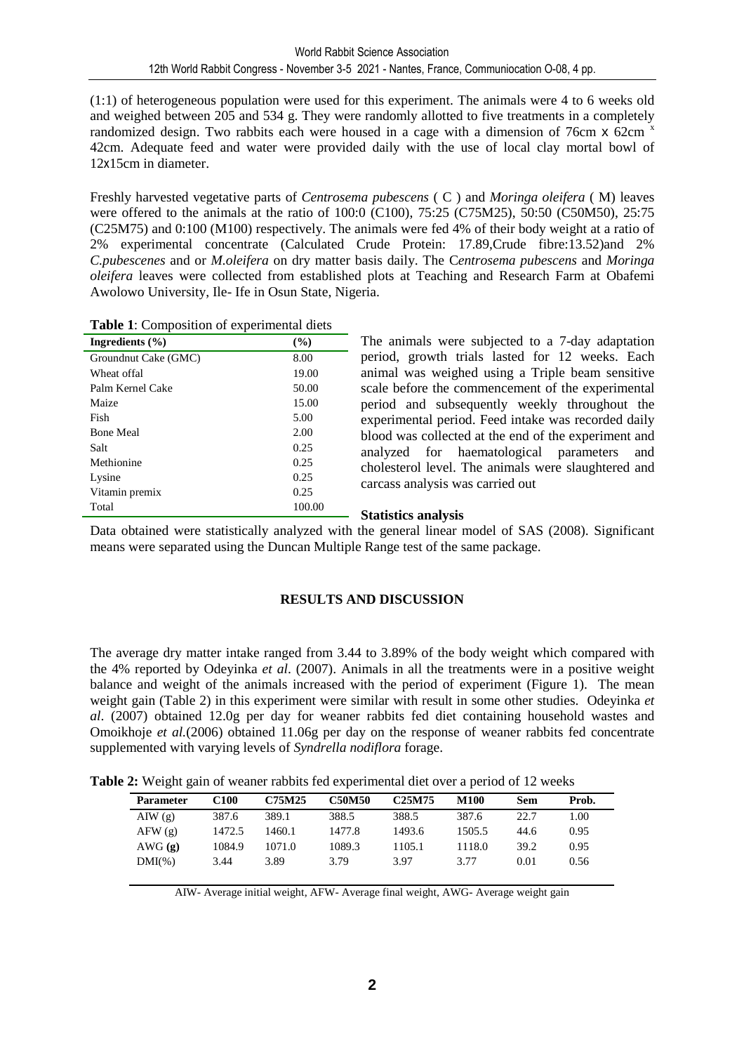(1:1) of heterogeneous population were used for this experiment. The animals were 4 to 6 weeks old and weighed between 205 and 534 g. They were randomly allotted to five treatments in a completely randomized design. Two rabbits each were housed in a cage with a dimension of 76cm x 62cm x 42cm. Adequate feed and water were provided daily with the use of local clay mortal bowl of 12x15cm in diameter.

Freshly harvested vegetative parts of *Centrosema pubescens* ( C ) and *Moringa oleifera* ( M) leaves were offered to the animals at the ratio of 100:0 (C100), 75:25 (C75M25), 50:50 (C50M50), 25:75 (C25M75) and 0:100 (M100) respectively. The animals were fed 4% of their body weight at a ratio of 2% experimental concentrate (Calculated Crude Protein: 17.89,Crude fibre:13.52)and 2% *C.pubescenes* and or *M.oleifera* on dry matter basis daily. The C*entrosema pubescens* and *Moringa oleifera* leaves were collected from established plots at Teaching and Research Farm at Obafemi Awolowo University, Ile- Ife in Osun State, Nigeria.

**Table 1**: Composition of experimental diets

| Ingredients (%) | (%) |
|---|---|
| Groundnut Cake (GMC) | 8.00 |
| Wheat offal | 19.00 |
| Palm Kernel Cake | 50.00 |
| Maize | 15.00 |
| Fish | 5.00 |
| Bone Meal | 2.00 |
| Salt | 0.25 |
| Methionine | 0.25 |
| Lysine | 0.25 |
| Vitamin premix | 0.25 |
| Total | 100.00 |

The animals were subjected to a 7-day adaptation period, growth trials lasted for 12 weeks. Each animal was weighed using a Triple beam sensitive scale before the commencement of the experimental period and subsequently weekly throughout the experimental period. Feed intake was recorded daily blood was collected at the end of the experiment and analyzed for haematological parameters and cholesterol level. The animals were slaughtered and carcass analysis was carried out

**Statistics analysis**

Data obtained were statistically analyzed with the general linear model of SAS (2008). Significant means were separated using the Duncan Multiple Range test of the same package.

## RESULTS AND DISCUSSION

The average dry matter intake ranged from 3.44 to 3.89% of the body weight which compared with the 4% reported by Odeyinka *et al*. (2007). Animals in all the treatments were in a positive weight balance and weight of the animals increased with the period of experiment (Figure 1). The mean weight gain (Table 2) in this experiment were similar with result in some other studies. Odeyinka *et al*. (2007) obtained 12.0g per day for weaner rabbits fed diet containing household wastes and Omoikhoje *et al.*(2006) obtained 11.06g per day on the response of weaner rabbits fed concentrate supplemented with varying levels of *Syndrella nodiflora* forage.

**Table 2:** Weight gain of weaner rabbits fed experimental diet over a period of 12 weeks

| Parameter | C100 | C75M25 | C50M50 | C25M75 | M100 | Sem | Prob. |
|---|---|---|---|---|---|---|---|
| AIW (g) | 387.6 | 389.1 | 388.5 | 388.5 | 387.6 | 22.7 | 1.00 |
| AFW (g) | 1472.5 | 1460.1 | 1477.8 | 1493.6 | 1505.5 | 44.6 | 0.95 |
| AWG **(g)** | 1084.9 | 1071.0 | 1089.3 | 1105.1 | 1118.0 | 39.2 | 0.95 |
| DMI(%) | 3.44 | 3.89 | 3.79 | 3.97 | 3.77 | 0.01 | 0.56 |

AIW- Average initial weight, AFW- Average final weight, AWG- Average weight gain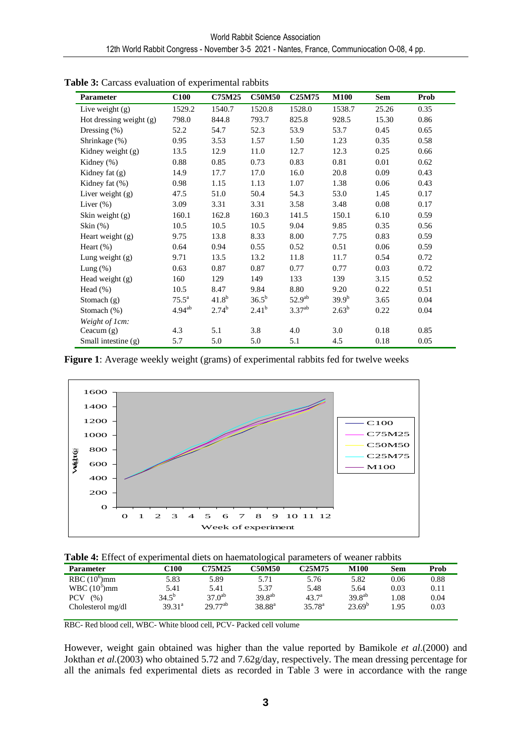**Table 3:** Carcass evaluation of experimental rabbits

| Parameter | C100 | C75M25 | C50M50 | C25M75 | M100 | Sem | Prob |
|---|---|---|---|---|---|---|---|
| Live weight (g) | 1529.2 | 1540.7 | 1520.8 | 1528.0 | 1538.7 | 25.26 | 0.35 |
| Hot dressing weight (g) | 798.0 | 844.8 | 793.7 | 825.8 | 928.5 | 15.30 | 0.86 |
| Dressing (%) | 52.2 | 54.7 | 52.3 | 53.9 | 53.7 | 0.45 | 0.65 |
| Shrinkage (%) | 0.95 | 3.53 | 1.57 | 1.50 | 1.23 | 0.35 | 0.58 |
| Kidney weight (g) | 13.5 | 12.9 | 11.0 | 12.7 | 12.3 | 0.25 | 0.66 |
| Kidney (%) | 0.88 | 0.85 | 0.73 | 0.83 | 0.81 | 0.01 | 0.62 |
| Kidney fat (g) | 14.9 | 17.7 | 17.0 | 16.0 | 20.8 | 0.09 | 0.43 |
| Kidney fat (%) | 0.98 | 1.15 | 1.13 | 1.07 | 1.38 | 0.06 | 0.43 |
| Liver weight (g) | 47.5 | 51.0 | 50.4 | 54.3 | 53.0 | 1.45 | 0.17 |
| Liver (%) | 3.09 | 3.31 | 3.31 | 3.58 | 3.48 | 0.08 | 0.17 |
| Skin weight (g) | 160.1 | 162.8 | 160.3 | 141.5 | 150.1 | 6.10 | 0.59 |
| Skin (%) | 10.5 | 10.5 | 10.5 | 9.04 | 9.85 | 0.35 | 0.56 |
| Heart weight (g) | 9.75 | 13.8 | 8.33 | 8.00 | 7.75 | 0.83 | 0.59 |
| Heart (%) | 0.64 | 0.94 | 0.55 | 0.52 | 0.51 | 0.06 | 0.59 |
| Lung weight (g) | 9.71 | 13.5 | 13.2 | 11.8 | 11.7 | 0.54 | 0.72 |
| Lung (%) | 0.63 | 0.87 | 0.87 | 0.77 | 0.77 | 0.03 | 0.72 |
| Head weight (g) | 160 | 129 | 149 | 133 | 139 | 3.15 | 0.52 |
| Head (%) | 10.5 | 8.47 | 9.84 | 8.80 | 9.20 | 0.22 | 0.51 |
| Stomach (g) | $75.5^{a}$ | $41.8^{b}$ | $36.5^{b}$ | $52.9^{ab}$ | $39.9^{b}$ | 3.65 | 0.04 |
| Stomach (%) | $4.94^{ab}$ | $2.74^{b}$ | $2.41^{b}$ | $3.37^{ab}$ | $2.63^{b}$ | 0.22 | 0.04 |
| *Weight of 1cm:* | | | | | | | |
| Ceacum (g) | 4.3 | 5.1 | 3.8 | 4.0 | 3.0 | 0.18 | 0.85 |
| Small intestine (g) | 5.7 | 5.0 | 5.0 | 5.1 | 4.5 | 0.18 | 0.05 |

**Figure 1**: Average weekly weight (grams) of experimental rabbits fed for twelve weeks

**Table 4:** Effect of experimental diets on haematological parameters of weaner rabbits

| Parameter | C100 | C75M25 | C50M50 | C25M75 | M100 | Sem | Prob |
|---|---|---|---|---|---|---|---|
| RBC ($10^6$)mm | 5.83 | 5.89 | 5.71 | 5.76 | 5.82 | 0.06 | 0.88 |
| WBC ($10^3$)mm | 5.41 | 5.41 | 5.37 | 5.48 | 5.64 | 0.03 | 0.11 |
| PCV (%) | $34.5^{b}$ | $37.0^{ab}$ | $39.8^{ab}$ | $43.7^{a}$ | $39.8^{ab}$ | 1.08 | 0.04 |
| Cholesterol mg/dl | $39.31^{a}$ | $29.77^{ab}$ | $38.88^{a}$ | $35.78^{a}$ | $23.69^{b}$ | 1.95 | 0.03 |

RBC- Red blood cell, WBC- White blood cell, PCV- Packed cell volume

However, weight gain obtained was higher than the value reported by Bamikole *et al*.(2000) and Jokthan *et al.*(2003) who obtained 5.72 and 7.62g/day, respectively. The mean dressing percentage for all the animals fed experimental diets as recorded in Table 3 were in accordance with the range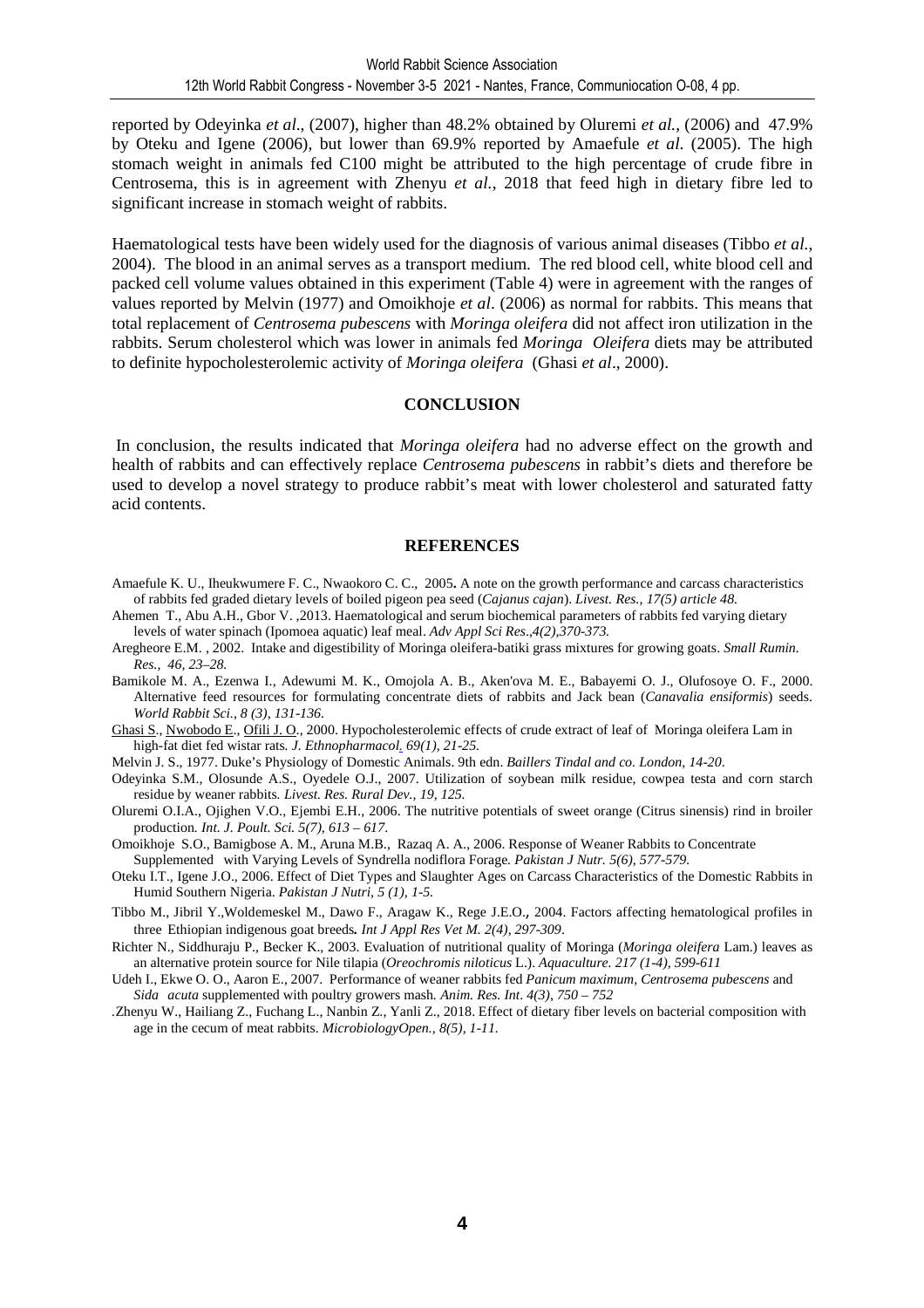reported by Odeyinka *et al.*, (2007), higher than 48.2% obtained by Oluremi *et al.*, (2006) and 47.9% by Oteku and Igene (2006), but lower than 69.9% reported by Amaefule *et al.* (2005). The high stomach weight in animals fed C100 might be attributed to the high percentage of crude fibre in Centrosema, this is in agreement with Zhenyu *et al.*, 2018 that feed high in dietary fibre led to significant increase in stomach weight of rabbits.

Haematological tests have been widely used for the diagnosis of various animal diseases (Tibbo *et al.*, 2004). The blood in an animal serves as a transport medium. The red blood cell, white blood cell and packed cell volume values obtained in this experiment (Table 4) were in agreement with the ranges of values reported by Melvin (1977) and Omoikhoje *et al*. (2006) as normal for rabbits. This means that total replacement of *Centrosema pubescens* with *Moringa oleifera* did not affect iron utilization in the rabbits. Serum cholesterol which was lower in animals fed *Moringa Oleifera* diets may be attributed to definite hypocholesterolemic activity of *Moringa oleifera* (Ghasi *et al*., 2000).

## CONCLUSION

In conclusion, the results indicated that *Moringa oleifera* had no adverse effect on the growth and health of rabbits and can effectively replace *Centrosema pubescens* in rabbit's diets and therefore be used to develop a novel strategy to produce rabbit's meat with lower cholesterol and saturated fatty acid contents.

## REFERENCES

Amaefule K. U., Iheukwumere F. C., Nwaokoro C. C., 2005**.** A note on the growth performance and carcass characteristics of rabbits fed graded dietary levels of boiled pigeon pea seed (*Cajanus cajan*). *Livest. Res., 17(5) article 48.*

Ahemen T., Abu A.H., Gbor V. ,2013. Haematological and serum biochemical parameters of rabbits fed varying dietary levels of water spinach (Ipomoea aquatic) leaf meal. *Adv Appl Sci Res*.,*4(2),370-373.*

Aregheore E.M. , 2002. Intake and digestibility of Moringa oleifera-batiki grass mixtures for growing goats. *Small Rumin. Res., 46, 23–28.*

Bamikole M. A., Ezenwa I., Adewumi M. K., Omojola A. B., Aken'ova M. E., Babayemi O. J., Olufosoye O. F., 2000. Alternative feed resources for formulating concentrate diets of rabbits and Jack bean (*Canavalia ensiformis*) seeds. *World Rabbit Sci., 8 (3), 131-136.*

Ghasi S., Nwobodo E., Ofili J. O., 2000. Hypocholesterolemic effects of crude extract of leaf of Moringa oleifera Lam in high-fat diet fed wistar rats*. J. Ethnopharmacol. 69(1), 21-25.*

Melvin J. S., 1977. Duke's Physiology of Domestic Animals. 9th edn. *Baillers Tindal and co. London, 14-20*.

Odeyinka S.M., Olosunde A.S., Oyedele O.J., 2007. Utilization of soybean milk residue, cowpea testa and corn starch residue by weaner rabbits*. Livest. Res. Rural Dev., 19, 125.*

Oluremi O.I.A., Ojighen V.O., Ejembi E.H., 2006. The nutritive potentials of sweet orange (Citrus sinensis) rind in broiler production*. Int. J. Poult. Sci. 5(7), 613 – 617*.

Omoikhoje S.O., Bamigbose A. M., Aruna M.B., Razaq A. A., 2006. Response of Weaner Rabbits to Concentrate Supplemented with Varying Levels of Syndrella nodiflora Forage*. Pakistan J Nutr. 5(6), 577-579.*

Oteku I.T., Igene J.O., 2006. Effect of Diet Types and Slaughter Ages on Carcass Characteristics of the Domestic Rabbits in Humid Southern Nigeria. *Pakistan J Nutri, 5 (1), 1-5.*

Tibbo M., Jibril Y.,Woldemeskel M., Dawo F., Aragaw K., Rege J.E.O.**,** 2004. Factors affecting hematological profiles in three Ethiopian indigenous goat breeds*. Int J Appl Res Vet M. 2(4), 297-309*.

Richter N., Siddhuraju P., Becker K., 2003. Evaluation of nutritional quality of Moringa (*Moringa oleifera* Lam.) leaves as an alternative protein source for Nile tilapia (*Oreochromis niloticus* L.). *Aquaculture. 217 (1-4), 599-611*

Udeh I., Ekwe O. O., Aaron E., 2007. Performance of weaner rabbits fed *Panicum maximum, Centrosema pubescens* and *Sida acuta* supplemented with poultry growers mash*. Anim. Res. Int*. *4(3), 750 – 752*

.Zhenyu W., Hailiang Z., Fuchang L., Nanbin Z., Yanli Z., 2018. Effect of dietary fiber levels on bacterial composition with age in the cecum of meat rabbits. *MicrobiologyOpen., 8(5), 1-11.*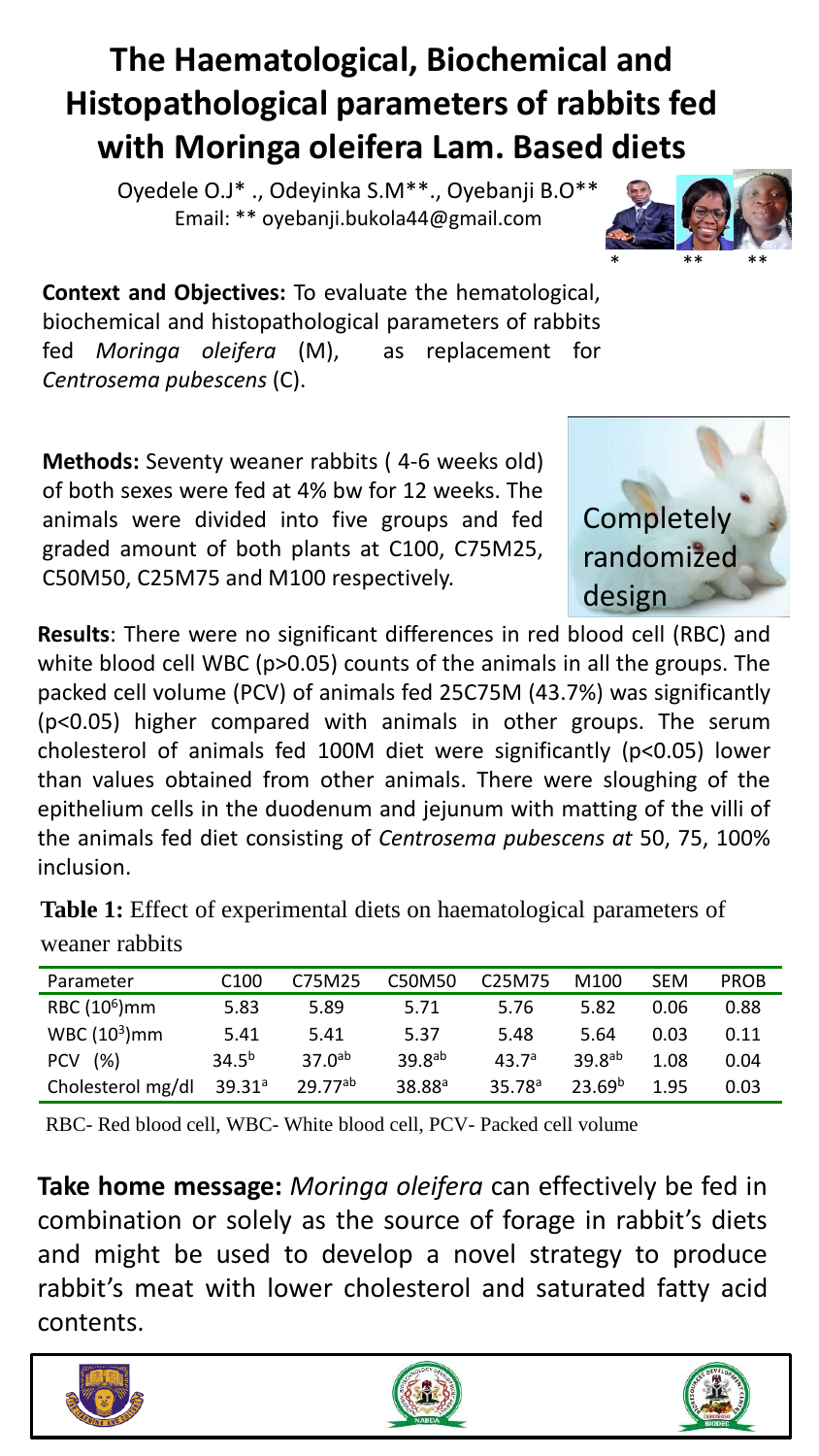# The Haematological, Biochemical and Histopathological parameters of rabbits fed with Moringa oleifera Lam. Based diets

Oyedele O.J* ., Odeyinka S.M**., Oyebanji B.O**
Email: ** oyebanji.bukola44@gmail.com

**Context and Objectives:** To evaluate the hematological, biochemical and histopathological parameters of rabbits fed *Moringa oleifera* (M), as replacement for *Centrosema pubescens* (C).

**Methods:** Seventy weaner rabbits ( 4-6 weeks old) of both sexes were fed at 4% bw for 12 weeks. The animals were divided into five groups and fed graded amount of both plants at C100, C75M25, C50M50, C25M75 and M100 respectively.

Completely randomized design

**Results**: There were no significant differences in red blood cell (RBC) and white blood cell WBC ($p>0.05$) counts of the animals in all the groups. The packed cell volume (PCV) of animals fed 25C75M (43.7%) was significantly ($p<0.05$) higher compared with animals in other groups. The serum cholesterol of animals fed 100M diet were significantly ($p<0.05$) lower than values obtained from other animals. There were sloughing of the epithelium cells in the duodenum and jejunum with matting of the villi of the animals fed diet consisting of *Centrosema pubescens at* 50, 75, 100% inclusion.

**Table 1:** Effect of experimental diets on haematological parameters of weaner rabbits

| Parameter | C100 | C75M25 | C50M50 | C25M75 | M100 | SEM | PROB |
|---|---|---|---|---|---|---|---|
| RBC ($10^6$)mm | 5.83 | 5.89 | 5.71 | 5.76 | 5.82 | 0.06 | 0.88 |
| WBC ($10^3$)mm | 5.41 | 5.41 | 5.37 | 5.48 | 5.64 | 0.03 | 0.11 |
| PCV (%) | $34.5^b$ | $37.0^{ab}$ | $39.8^{ab}$ | $43.7^a$ | $39.8^{ab}$ | 1.08 | 0.04 |
| Cholesterol mg/dl | $39.31^a$ | $29.77^{ab}$ | $38.88^a$ | $35.78^a$ | $23.69^b$ | 1.95 | 0.03 |

RBC- Red blood cell, WBC- White blood cell, PCV- Packed cell volume

**Take home message:** *Moringa oleifera* can effectively be fed in combination or solely as the source of forage in rabbit's diets and might be used to develop a novel strategy to produce rabbit's meat with lower cholesterol and saturated fatty acid contents.